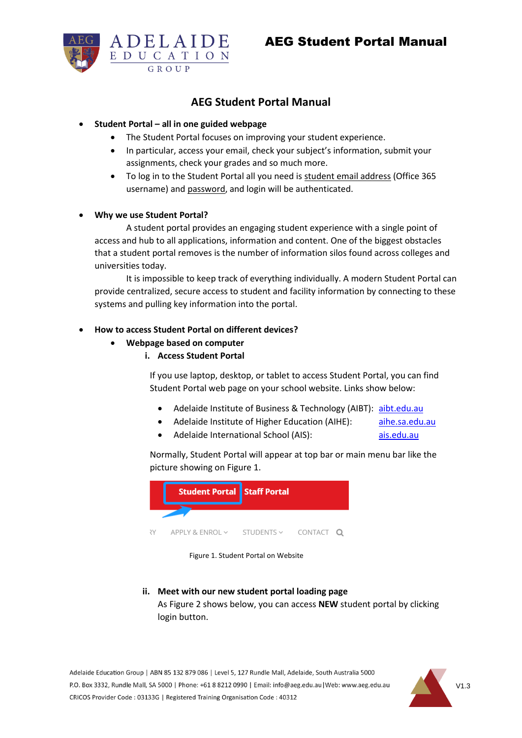# AEG Student Portal Manual

- **Student Portal – all in one guided webpage**
  - The Student Portal focuses on improving your student experience.
  - In particular, access your email, check your subject's information, submit your assignments, check your grades and so much more.
  - To log in to the Student Portal all you need is student email address (Office 365 username) and password, and login will be authenticated.

- **Why we use Student Portal?**

  A student portal provides an engaging student experience with a single point of access and hub to all applications, information and content. One of the biggest obstacles that a student portal removes is the number of information silos found across colleges and universities today.

  It is impossible to keep track of everything individually. A modern Student Portal can provide centralized, secure access to student and facility information by connecting to these systems and pulling key information into the portal.

- **How to access Student Portal on different devices?**
  - **Webpage based on computer**

    **i. Access Student Portal**

    If you use laptop, desktop, or tablet to access Student Portal, you can find Student Portal web page on your school website. Links show below:

    - Adelaide Institute of Business & Technology (AIBT): aibt.edu.au
    - Adelaide Institute of Higher Education (AIHE): aihe.sa.edu.au
    - Adelaide International School (AIS): ais.edu.au

    Normally, Student Portal will appear at top bar or main menu bar like the picture showing on Figure 1.

    Figure 1. Student Portal on Website

    **ii. Meet with our new student portal loading page**

    As Figure 2 shows below, you can access **NEW** student portal by clicking login button.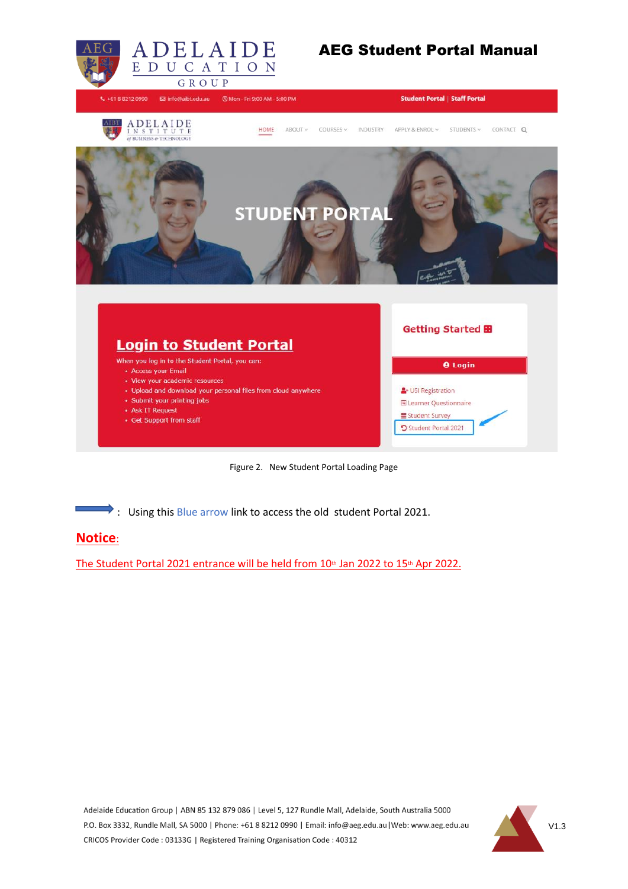Figure 2. New Student Portal Loading Page

: Using this Blue arrow link to access the old student Portal 2021.

**Notice**:

The Student Portal 2021 entrance will be held from 10th Jan 2022 to 15th Apr 2022.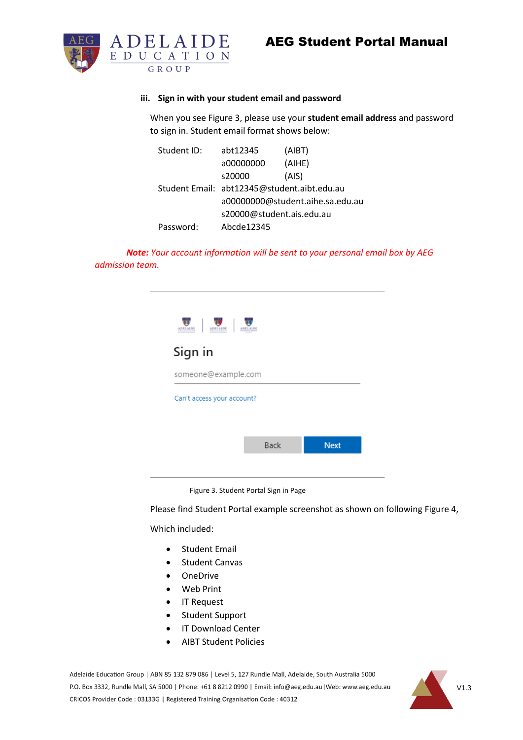### iii. Sign in with your student email and password

When you see Figure 3, please use your **student email address** and password to sign in. Student email format shows below:

| | | |
|---|---|---|
| Student ID: | abt12345 | (AIBT) |
| | a00000000 | (AIHE) |
| | s20000 | (AIS) |
| Student Email: | abt12345@student.aibt.edu.au | |
| | a00000000@student.aihe.sa.edu.au | |
| | s20000@student.ais.edu.au | |
| Password: | Abcde12345 | |

***Note:*** *Your account information will be sent to your personal email box by AEG admission team.*

Sign in

someone@example.com

Can't access your account?

Back Next

Figure 3. Student Portal Sign in Page

Please find Student Portal example screenshot as shown on following Figure 4,

Which included:

- Student Email
- Student Canvas
- OneDrive
- Web Print
- IT Request
- Student Support
- IT Download Center
- AIBT Student Policies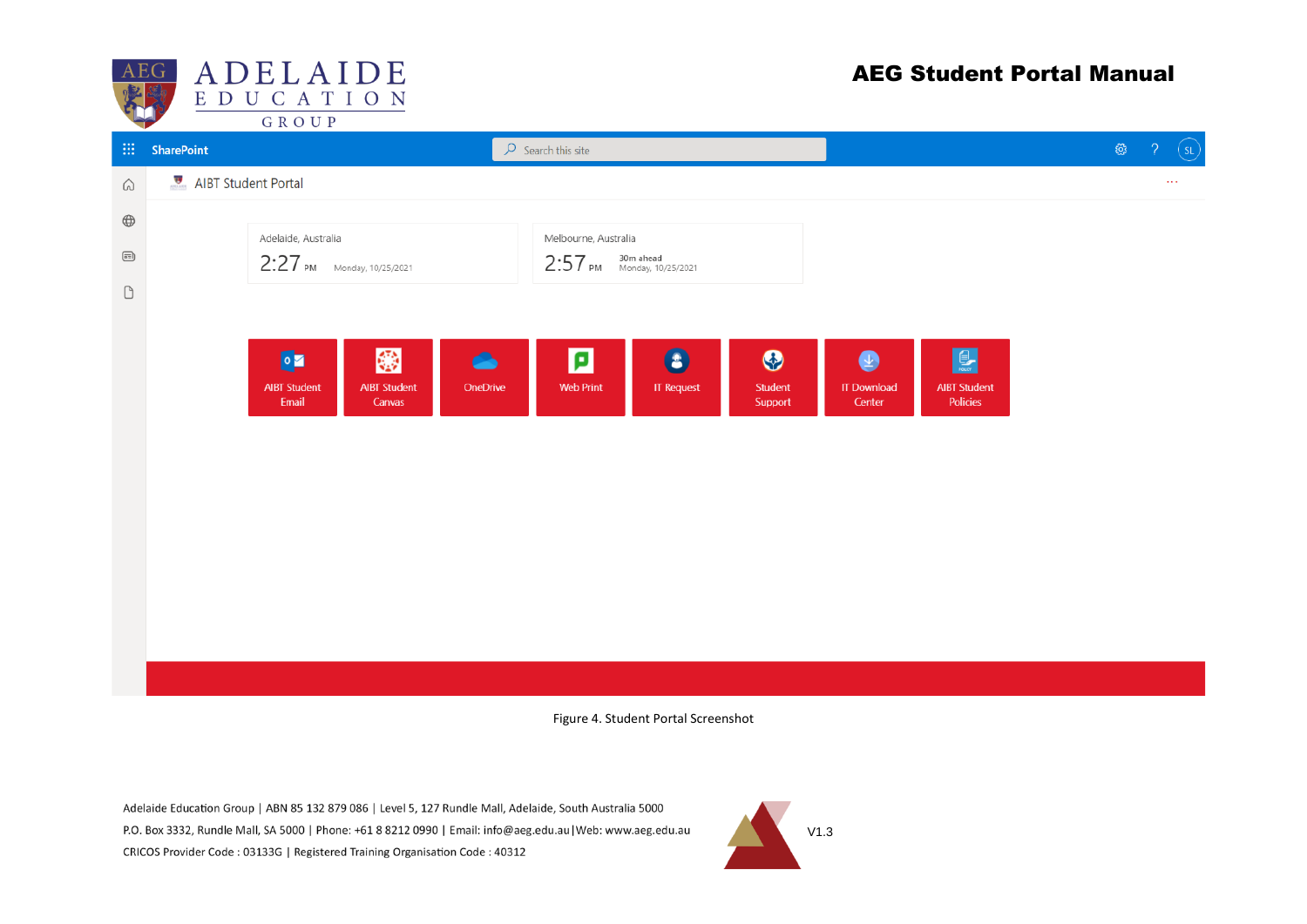Figure 4. Student Portal Screenshot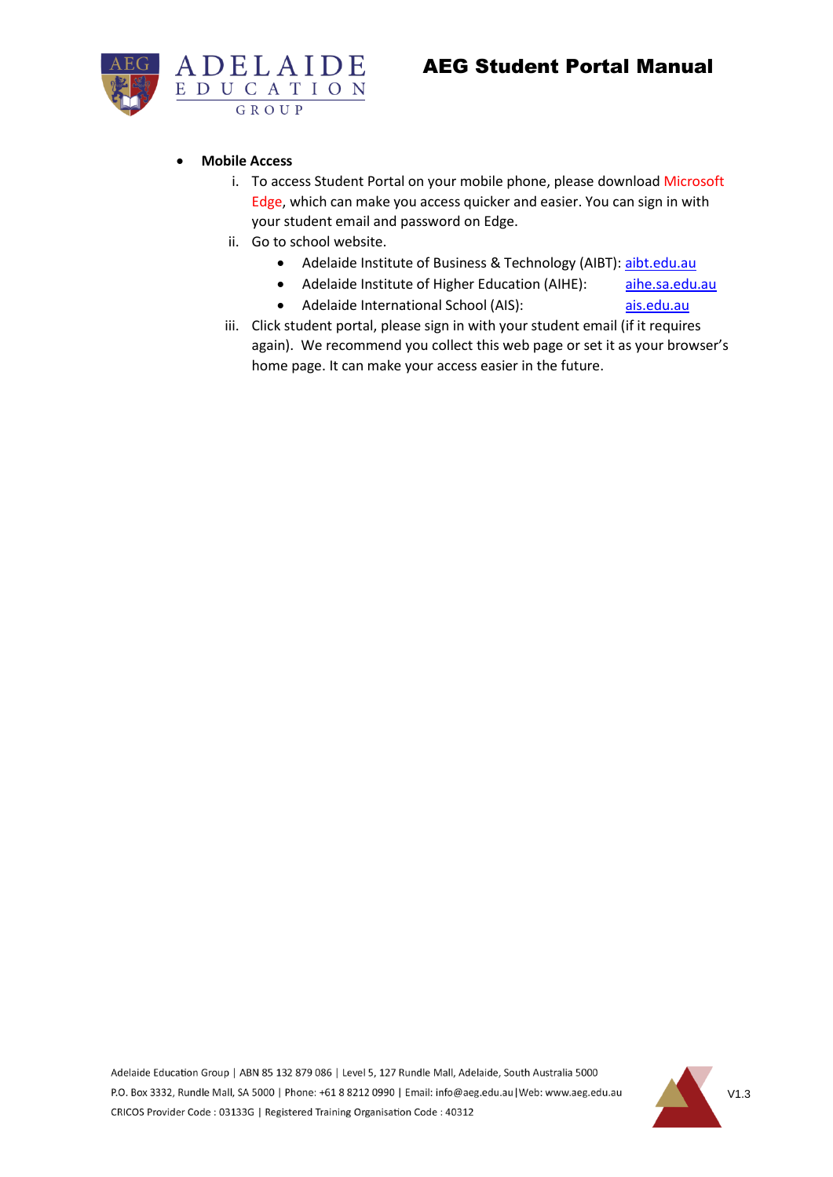- **Mobile Access**
    1. To access Student Portal on your mobile phone, please download Microsoft Edge, which can make you access quicker and easier. You can sign in with your student email and password on Edge.
    2. Go to school website.
        - Adelaide Institute of Business & Technology (AIBT): [aibt.edu.au](aibt.edu.au)
        - Adelaide Institute of Higher Education (AIHE): [aihe.sa.edu.au](aihe.sa.edu.au)
        - Adelaide International School (AIS): [ais.edu.au](ais.edu.au)
    3. Click student portal, please sign in with your student email (if it requires again). We recommend you collect this web page or set it as your browser's home page. It can make your access easier in the future.